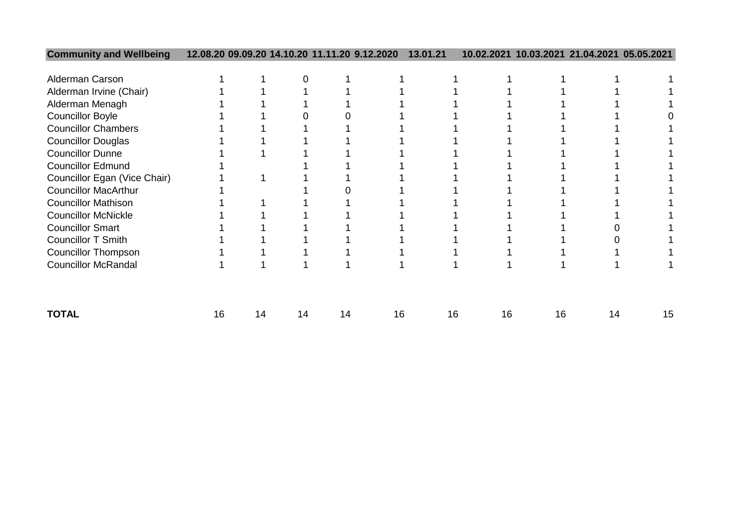| Community and Wellbeing | 12.08.20 | 09.09.20 | 14.10.20 | 11.11.20 | 9.12.2020 | 13.01.21 | 10.02.2021 | 10.03.2021 | 21.04.2021 | 05.05.2021 |
|---|---|---|---|---|---|---|---|---|---|---|
| Alderman Carson | 1 | 1 | 0 | 1 | 1 | 1 | 1 | 1 | 1 | 1 |
| Alderman Irvine (Chair) | 1 | 1 | 1 | 1 | 1 | 1 | 1 | 1 | 1 | 1 |
| Alderman Menagh | 1 | 1 | 1 | 1 | 1 | 1 | 1 | 1 | 1 | 1 |
| Councillor Boyle | 1 | 1 | 0 | 0 | 1 | 1 | 1 | 1 | 1 | 0 |
| Councillor Chambers | 1 | 1 | 1 | 1 | 1 | 1 | 1 | 1 | 1 | 1 |
| Councillor Douglas | 1 | 1 | 1 | 1 | 1 | 1 | 1 | 1 | 1 | 1 |
| Councillor Dunne | 1 | 1 | 1 | 1 | 1 | 1 | 1 | 1 | 1 | 1 |
| Councillor Edmund | 1 | | 1 | 1 | 1 | 1 | 1 | 1 | 1 | 1 |
| Councillor Egan (Vice Chair) | 1 | 1 | 1 | 1 | 1 | 1 | 1 | 1 | 1 | 1 |
| Councillor MacArthur | 1 | | 1 | 0 | 1 | 1 | 1 | 1 | 1 | 1 |
| Councillor Mathison | 1 | 1 | 1 | 1 | 1 | 1 | 1 | 1 | 1 | 1 |
| Councillor McNickle | 1 | 1 | 1 | 1 | 1 | 1 | 1 | 1 | 1 | 1 |
| Councillor Smart | 1 | 1 | 1 | 1 | 1 | 1 | 1 | 1 | 0 | 1 |
| Councillor T Smith | 1 | 1 | 1 | 1 | 1 | 1 | 1 | 1 | 0 | 1 |
| Councillor Thompson | 1 | 1 | 1 | 1 | 1 | 1 | 1 | 1 | 1 | 1 |
| Councillor McRandal | 1 | 1 | 1 | 1 | 1 | 1 | 1 | 1 | 1 | 1 |
| **TOTAL** | 16 | 14 | 14 | 14 | 16 | 16 | 16 | 16 | 14 | 15 |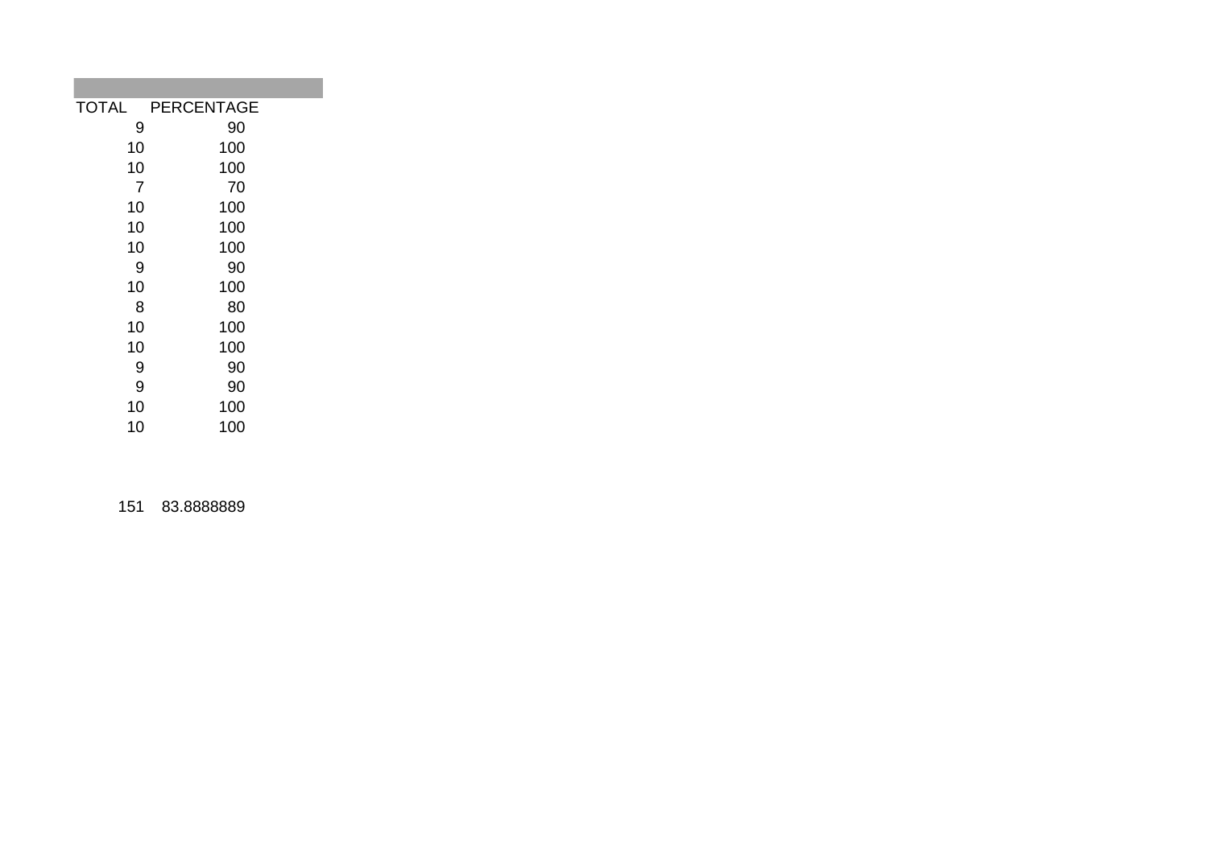| TOTAL | PERCENTAGE |
|---|---|
| 9 | 90 |
| 10 | 100 |
| 10 | 100 |
| 7 | 70 |
| 10 | 100 |
| 10 | 100 |
| 10 | 100 |
| 9 | 90 |
| 10 | 100 |
| 8 | 80 |
| 10 | 100 |
| 10 | 100 |
| 9 | 90 |
| 9 | 90 |
| 10 | 100 |
| 10 | 100 |
| | |
| | |
| | |
| 151 | 83.8888889 |